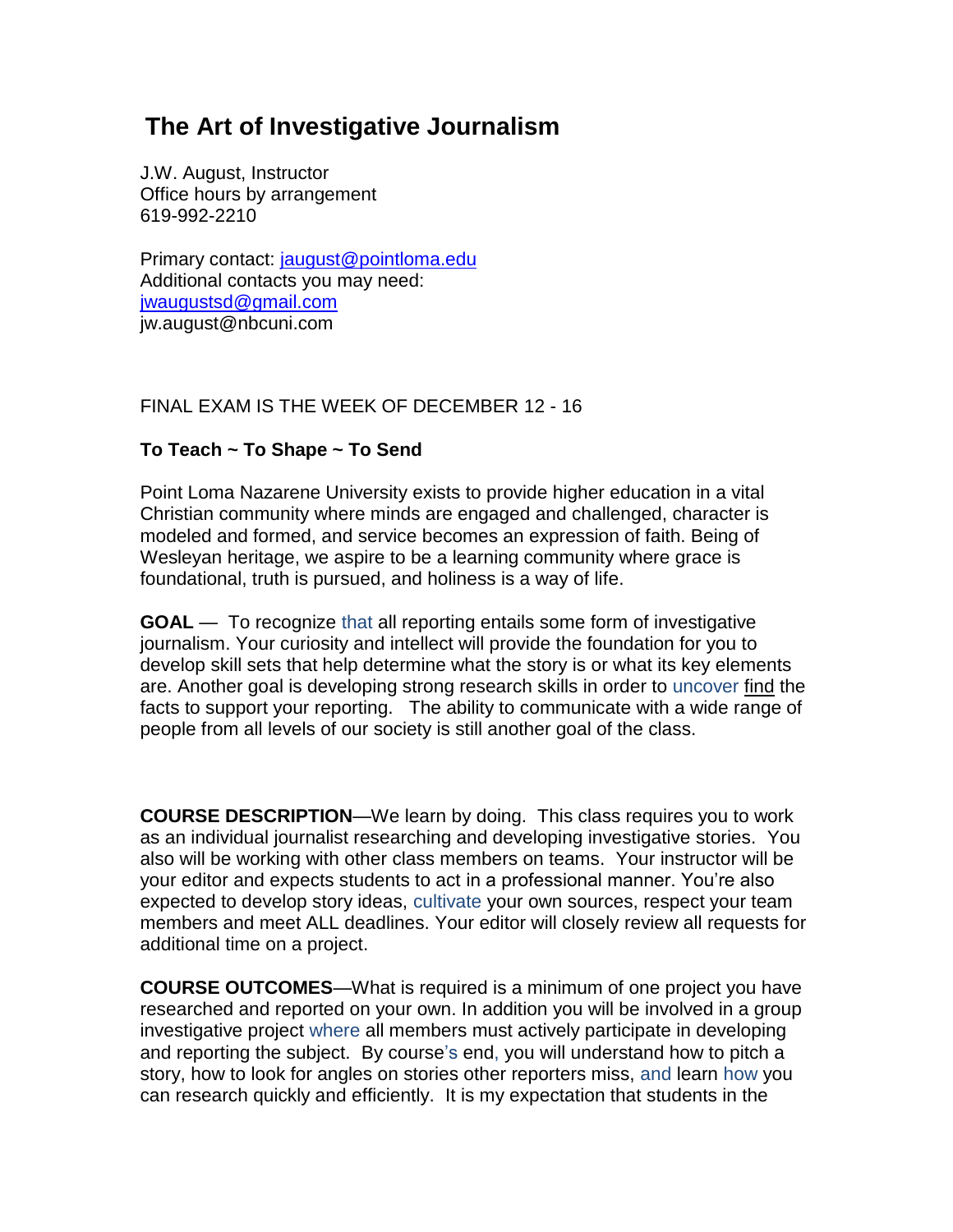# The Art of Investigative Journalism

J.W. August, Instructor
Office hours by arrangement
619-992-2210

Primary contact: jaugust@pointloma.edu
Additional contacts you may need:
jwaugustsd@gmail.com
jw.august@nbcuni.com

FINAL EXAM IS THE WEEK OF DECEMBER 12 - 16

**To Teach ~ To Shape ~ To Send**

Point Loma Nazarene University exists to provide higher education in a vital Christian community where minds are engaged and challenged, character is modeled and formed, and service becomes an expression of faith. Being of Wesleyan heritage, we aspire to be a learning community where grace is foundational, truth is pursued, and holiness is a way of life.

**GOAL** — To recognize that all reporting entails some form of investigative journalism. Your curiosity and intellect will provide the foundation for you to develop skill sets that help determine what the story is or what its key elements are. Another goal is developing strong research skills in order to uncover find the facts to support your reporting. The ability to communicate with a wide range of people from all levels of our society is still another goal of the class.

**COURSE DESCRIPTION**—We learn by doing. This class requires you to work as an individual journalist researching and developing investigative stories. You also will be working with other class members on teams. Your instructor will be your editor and expects students to act in a professional manner. You're also expected to develop story ideas, cultivate your own sources, respect your team members and meet ALL deadlines. Your editor will closely review all requests for additional time on a project.

**COURSE OUTCOMES**—What is required is a minimum of one project you have researched and reported on your own. In addition you will be involved in a group investigative project where all members must actively participate in developing and reporting the subject. By course's end, you will understand how to pitch a story, how to look for angles on stories other reporters miss, and learn how you can research quickly and efficiently. It is my expectation that students in the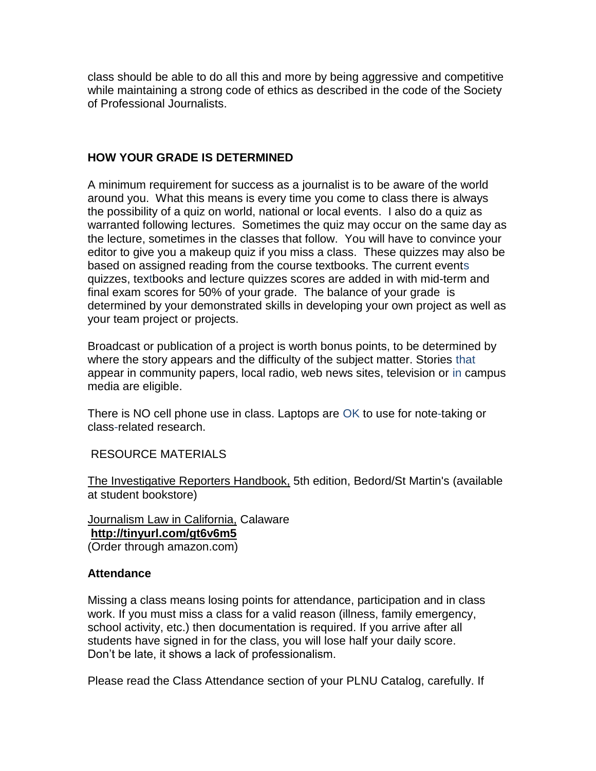class should be able to do all this and more by being aggressive and competitive while maintaining a strong code of ethics as described in the code of the Society of Professional Journalists.

**HOW YOUR GRADE IS DETERMINED**

A minimum requirement for success as a journalist is to be aware of the world around you. What this means is every time you come to class there is always the possibility of a quiz on world, national or local events. I also do a quiz as warranted following lectures. Sometimes the quiz may occur on the same day as the lecture, sometimes in the classes that follow. You will have to convince your editor to give you a makeup quiz if you miss a class. These quizzes may also be based on assigned reading from the course textbooks. The current events quizzes, textbooks and lecture quizzes scores are added in with mid-term and final exam scores for 50% of your grade. The balance of your grade is determined by your demonstrated skills in developing your own project as well as your team project or projects.

Broadcast or publication of a project is worth bonus points, to be determined by where the story appears and the difficulty of the subject matter. Stories that appear in community papers, local radio, web news sites, television or in campus media are eligible.

There is NO cell phone use in class. Laptops are OK to use for note-taking or class-related research.

RESOURCE MATERIALS

<u>The Investigative Reporters Handbook,</u> 5th edition, Bedord/St Martin's (available at student bookstore)

<u>Journalism Law in California,</u> Calaware
**http://tinyurl.com/gt6v6m5**
(Order through amazon.com)

**Attendance**

Missing a class means losing points for attendance, participation and in class work. If you must miss a class for a valid reason (illness, family emergency, school activity, etc.) then documentation is required. If you arrive after all students have signed in for the class, you will lose half your daily score. Don't be late, it shows a lack of professionalism.

Please read the Class Attendance section of your PLNU Catalog, carefully. If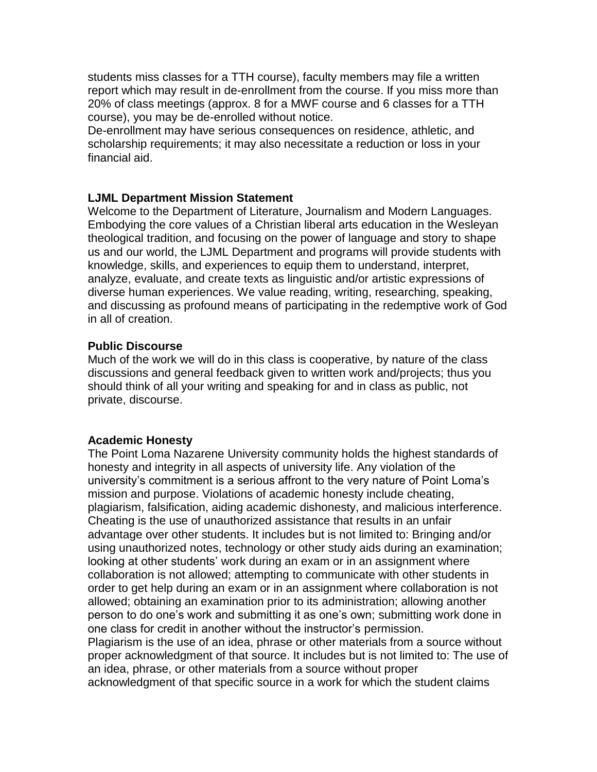students miss classes for a TTH course), faculty members may file a written report which may result in de-enrollment from the course. If you miss more than 20% of class meetings (approx. 8 for a MWF course and 6 classes for a TTH course), you may be de-enrolled without notice.
De-enrollment may have serious consequences on residence, athletic, and scholarship requirements; it may also necessitate a reduction or loss in your financial aid.

**LJML Department Mission Statement**
Welcome to the Department of Literature, Journalism and Modern Languages. Embodying the core values of a Christian liberal arts education in the Wesleyan theological tradition, and focusing on the power of language and story to shape us and our world, the LJML Department and programs will provide students with knowledge, skills, and experiences to equip them to understand, interpret, analyze, evaluate, and create texts as linguistic and/or artistic expressions of diverse human experiences. We value reading, writing, researching, speaking, and discussing as profound means of participating in the redemptive work of God in all of creation.

**Public Discourse**
Much of the work we will do in this class is cooperative, by nature of the class discussions and general feedback given to written work and/projects; thus you should think of all your writing and speaking for and in class as public, not private, discourse.

**Academic Honesty**
The Point Loma Nazarene University community holds the highest standards of honesty and integrity in all aspects of university life. Any violation of the university's commitment is a serious affront to the very nature of Point Loma's mission and purpose. Violations of academic honesty include cheating, plagiarism, falsification, aiding academic dishonesty, and malicious interference.
Cheating is the use of unauthorized assistance that results in an unfair advantage over other students. It includes but is not limited to: Bringing and/or using unauthorized notes, technology or other study aids during an examination; looking at other students' work during an exam or in an assignment where collaboration is not allowed; attempting to communicate with other students in order to get help during an exam or in an assignment where collaboration is not allowed; obtaining an examination prior to its administration; allowing another person to do one's work and submitting it as one's own; submitting work done in one class for credit in another without the instructor's permission.
Plagiarism is the use of an idea, phrase or other materials from a source without proper acknowledgment of that source. It includes but is not limited to: The use of an idea, phrase, or other materials from a source without proper acknowledgment of that specific source in a work for which the student claims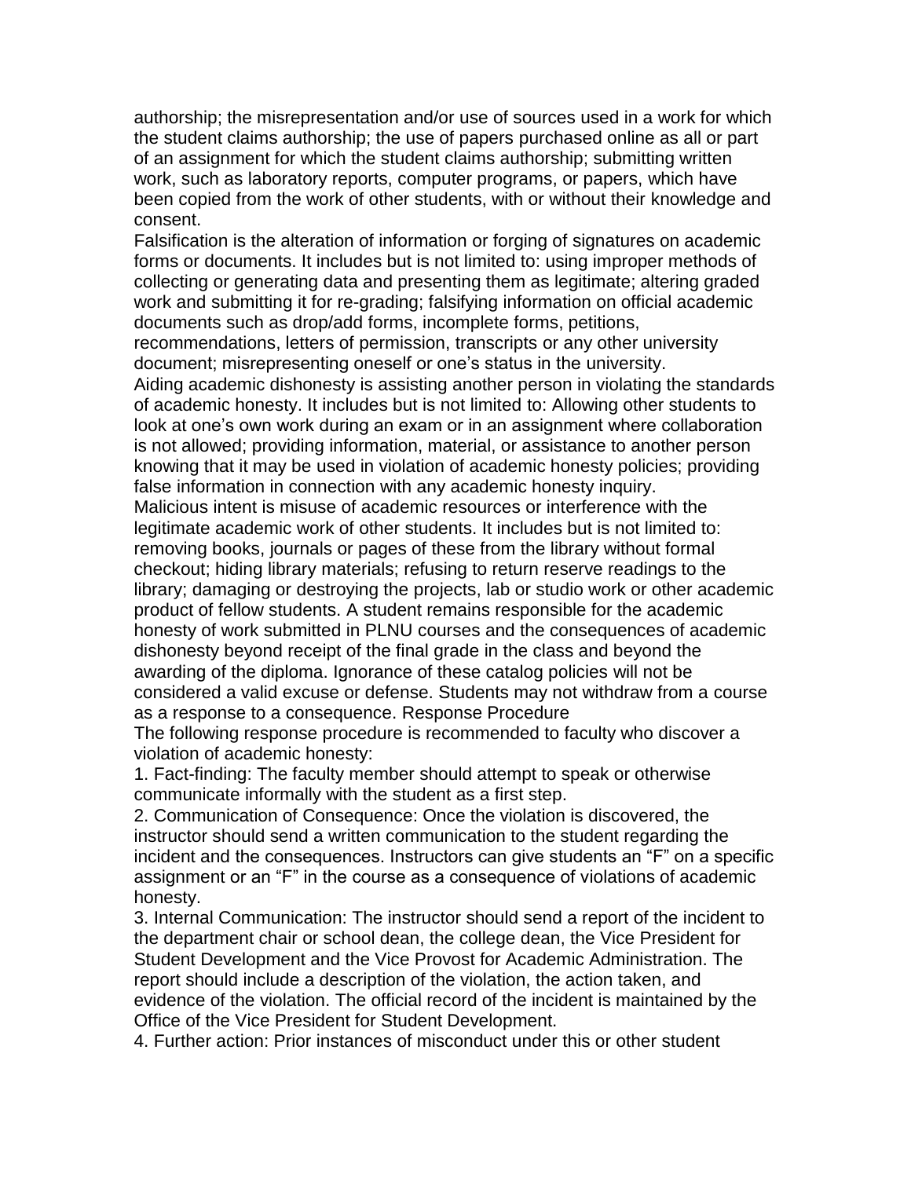authorship; the misrepresentation and/or use of sources used in a work for which the student claims authorship; the use of papers purchased online as all or part of an assignment for which the student claims authorship; submitting written work, such as laboratory reports, computer programs, or papers, which have been copied from the work of other students, with or without their knowledge and consent.

Falsification is the alteration of information or forging of signatures on academic forms or documents. It includes but is not limited to: using improper methods of collecting or generating data and presenting them as legitimate; altering graded work and submitting it for re-grading; falsifying information on official academic documents such as drop/add forms, incomplete forms, petitions, recommendations, letters of permission, transcripts or any other university document; misrepresenting oneself or one's status in the university.

Aiding academic dishonesty is assisting another person in violating the standards of academic honesty. It includes but is not limited to: Allowing other students to look at one's own work during an exam or in an assignment where collaboration is not allowed; providing information, material, or assistance to another person knowing that it may be used in violation of academic honesty policies; providing false information in connection with any academic honesty inquiry.

Malicious intent is misuse of academic resources or interference with the legitimate academic work of other students. It includes but is not limited to: removing books, journals or pages of these from the library without formal checkout; hiding library materials; refusing to return reserve readings to the library; damaging or destroying the projects, lab or studio work or other academic product of fellow students. A student remains responsible for the academic honesty of work submitted in PLNU courses and the consequences of academic dishonesty beyond receipt of the final grade in the class and beyond the awarding of the diploma. Ignorance of these catalog policies will not be considered a valid excuse or defense. Students may not withdraw from a course as a response to a consequence. Response Procedure

The following response procedure is recommended to faculty who discover a violation of academic honesty:

1. Fact-finding: The faculty member should attempt to speak or otherwise communicate informally with the student as a first step.
2. Communication of Consequence: Once the violation is discovered, the instructor should send a written communication to the student regarding the incident and the consequences. Instructors can give students an "F" on a specific assignment or an "F" in the course as a consequence of violations of academic honesty.
3. Internal Communication: The instructor should send a report of the incident to the department chair or school dean, the college dean, the Vice President for Student Development and the Vice Provost for Academic Administration. The report should include a description of the violation, the action taken, and evidence of the violation. The official record of the incident is maintained by the Office of the Vice President for Student Development.
4. Further action: Prior instances of misconduct under this or other student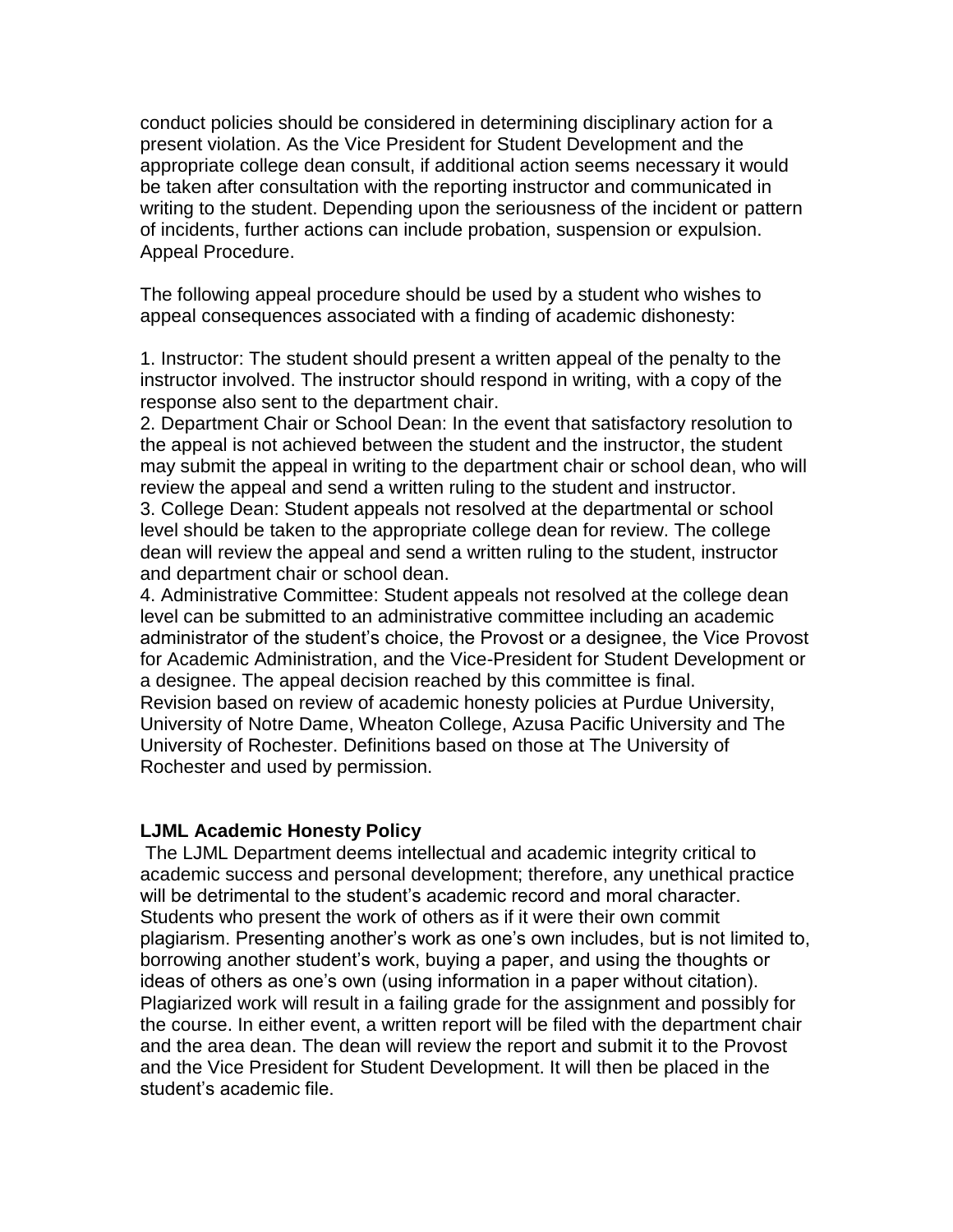conduct policies should be considered in determining disciplinary action for a present violation. As the Vice President for Student Development and the appropriate college dean consult, if additional action seems necessary it would be taken after consultation with the reporting instructor and communicated in writing to the student. Depending upon the seriousness of the incident or pattern of incidents, further actions can include probation, suspension or expulsion. Appeal Procedure.

The following appeal procedure should be used by a student who wishes to appeal consequences associated with a finding of academic dishonesty:

1. Instructor: The student should present a written appeal of the penalty to the instructor involved. The instructor should respond in writing, with a copy of the response also sent to the department chair.
2. Department Chair or School Dean: In the event that satisfactory resolution to the appeal is not achieved between the student and the instructor, the student may submit the appeal in writing to the department chair or school dean, who will review the appeal and send a written ruling to the student and instructor.
3. College Dean: Student appeals not resolved at the departmental or school level should be taken to the appropriate college dean for review. The college dean will review the appeal and send a written ruling to the student, instructor and department chair or school dean.
4. Administrative Committee: Student appeals not resolved at the college dean level can be submitted to an administrative committee including an academic administrator of the student's choice, the Provost or a designee, the Vice Provost for Academic Administration, and the Vice-President for Student Development or a designee. The appeal decision reached by this committee is final.

Revision based on review of academic honesty policies at Purdue University, University of Notre Dame, Wheaton College, Azusa Pacific University and The University of Rochester. Definitions based on those at The University of Rochester and used by permission.

**LJML Academic Honesty Policy**

The LJML Department deems intellectual and academic integrity critical to academic success and personal development; therefore, any unethical practice will be detrimental to the student's academic record and moral character. Students who present the work of others as if it were their own commit plagiarism. Presenting another's work as one's own includes, but is not limited to, borrowing another student's work, buying a paper, and using the thoughts or ideas of others as one's own (using information in a paper without citation). Plagiarized work will result in a failing grade for the assignment and possibly for the course. In either event, a written report will be filed with the department chair and the area dean. The dean will review the report and submit it to the Provost and the Vice President for Student Development. It will then be placed in the student's academic file.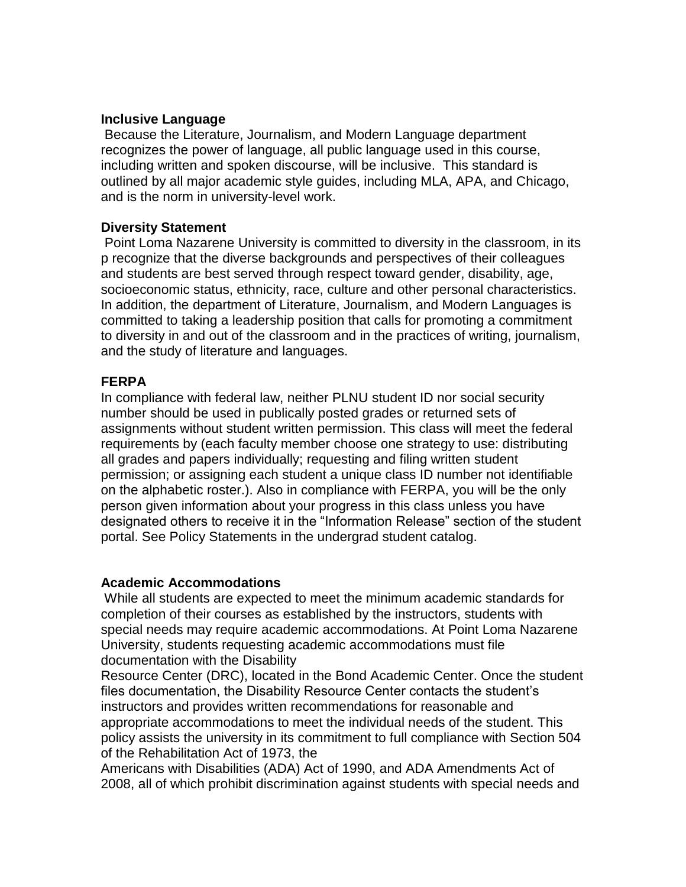**Inclusive Language**

Because the Literature, Journalism, and Modern Language department recognizes the power of language, all public language used in this course, including written and spoken discourse, will be inclusive. This standard is outlined by all major academic style guides, including MLA, APA, and Chicago, and is the norm in university-level work.

**Diversity Statement**

Point Loma Nazarene University is committed to diversity in the classroom, in its p recognize that the diverse backgrounds and perspectives of their colleagues and students are best served through respect toward gender, disability, age, socioeconomic status, ethnicity, race, culture and other personal characteristics. In addition, the department of Literature, Journalism, and Modern Languages is committed to taking a leadership position that calls for promoting a commitment to diversity in and out of the classroom and in the practices of writing, journalism, and the study of literature and languages.

**FERPA**

In compliance with federal law, neither PLNU student ID nor social security number should be used in publically posted grades or returned sets of assignments without student written permission. This class will meet the federal requirements by (each faculty member choose one strategy to use: distributing all grades and papers individually; requesting and filing written student permission; or assigning each student a unique class ID number not identifiable on the alphabetic roster.). Also in compliance with FERPA, you will be the only person given information about your progress in this class unless you have designated others to receive it in the "Information Release" section of the student portal. See Policy Statements in the undergrad student catalog.

**Academic Accommodations**

While all students are expected to meet the minimum academic standards for completion of their courses as established by the instructors, students with special needs may require academic accommodations. At Point Loma Nazarene University, students requesting academic accommodations must file documentation with the Disability Resource Center (DRC), located in the Bond Academic Center. Once the student files documentation, the Disability Resource Center contacts the student's instructors and provides written recommendations for reasonable and appropriate accommodations to meet the individual needs of the student. This policy assists the university in its commitment to full compliance with Section 504 of the Rehabilitation Act of 1973, the Americans with Disabilities (ADA) Act of 1990, and ADA Amendments Act of 2008, all of which prohibit discrimination against students with special needs and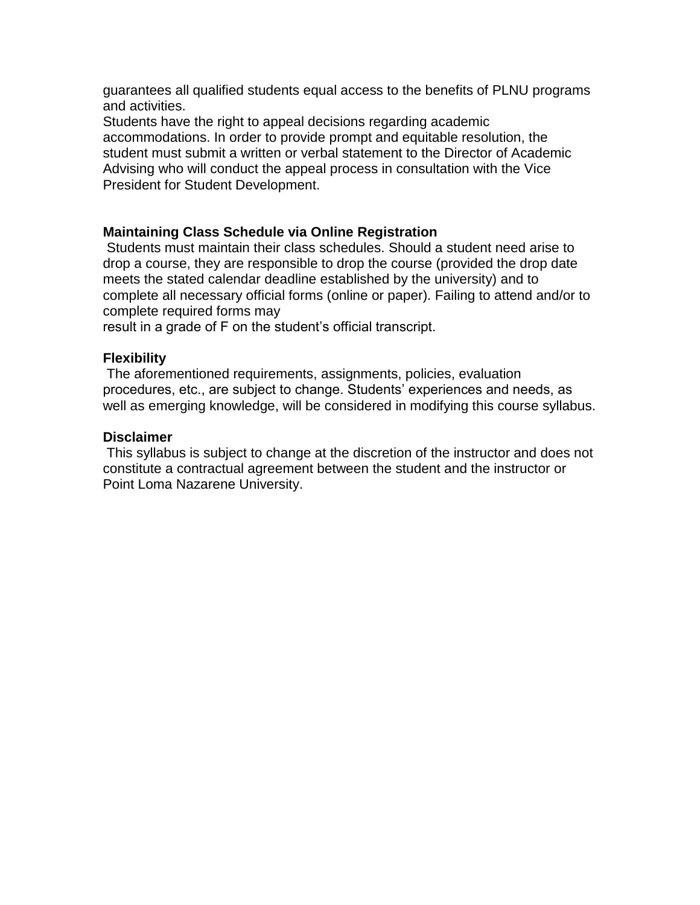guarantees all qualified students equal access to the benefits of PLNU programs and activities.

Students have the right to appeal decisions regarding academic accommodations. In order to provide prompt and equitable resolution, the student must submit a written or verbal statement to the Director of Academic Advising who will conduct the appeal process in consultation with the Vice President for Student Development.

**Maintaining Class Schedule via Online Registration**

Students must maintain their class schedules. Should a student need arise to drop a course, they are responsible to drop the course (provided the drop date meets the stated calendar deadline established by the university) and to complete all necessary official forms (online or paper). Failing to attend and/or to complete required forms may result in a grade of F on the student's official transcript.

**Flexibility**

The aforementioned requirements, assignments, policies, evaluation procedures, etc., are subject to change. Students' experiences and needs, as well as emerging knowledge, will be considered in modifying this course syllabus.

**Disclaimer**

This syllabus is subject to change at the discretion of the instructor and does not constitute a contractual agreement between the student and the instructor or Point Loma Nazarene University.